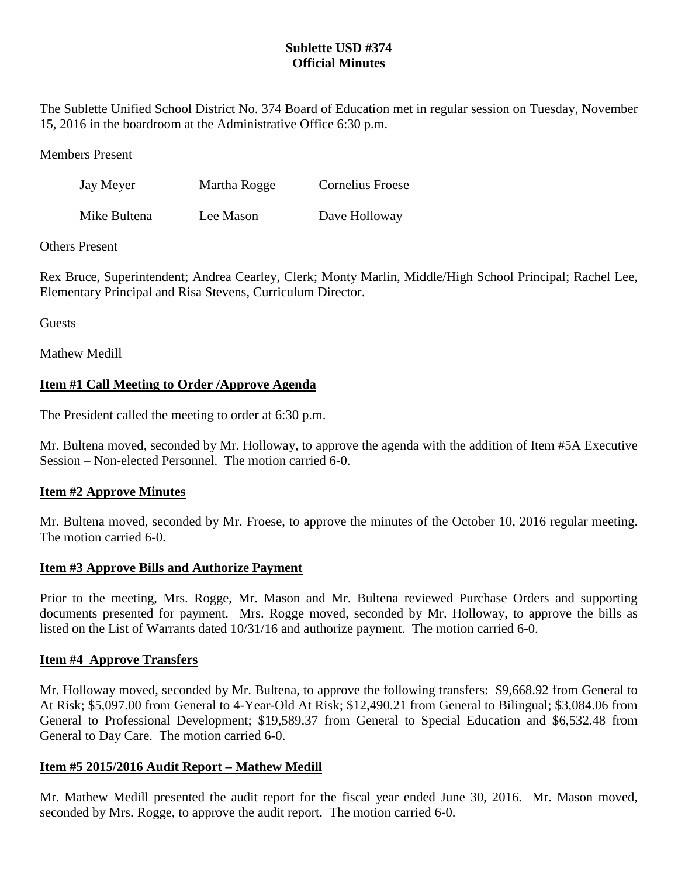**Sublette USD #374**
**Official Minutes**

The Sublette Unified School District No. 374 Board of Education met in regular session on Tuesday, November 15, 2016 in the boardroom at the Administrative Office 6:30 p.m.

Members Present

| | | |
|---|---|---|
| Jay Meyer | Martha Rogge | Cornelius Froese |
| Mike Bultena | Lee Mason | Dave Holloway |

Others Present

Rex Bruce, Superintendent; Andrea Cearley, Clerk; Monty Marlin, Middle/High School Principal; Rachel Lee, Elementary Principal and Risa Stevens, Curriculum Director.

Guests

Mathew Medill

**Item #1 Call Meeting to Order /Approve Agenda**

The President called the meeting to order at 6:30 p.m.

Mr. Bultena moved, seconded by Mr. Holloway, to approve the agenda with the addition of Item #5A Executive Session – Non-elected Personnel. The motion carried 6-0.

**Item #2 Approve Minutes**

Mr. Bultena moved, seconded by Mr. Froese, to approve the minutes of the October 10, 2016 regular meeting. The motion carried 6-0.

**Item #3 Approve Bills and Authorize Payment**

Prior to the meeting, Mrs. Rogge, Mr. Mason and Mr. Bultena reviewed Purchase Orders and supporting documents presented for payment. Mrs. Rogge moved, seconded by Mr. Holloway, to approve the bills as listed on the List of Warrants dated 10/31/16 and authorize payment. The motion carried 6-0.

**Item #4 Approve Transfers**

Mr. Holloway moved, seconded by Mr. Bultena, to approve the following transfers: $9,668.92 from General to At Risk; $5,097.00 from General to 4-Year-Old At Risk; $12,490.21 from General to Bilingual; $3,084.06 from General to Professional Development; $19,589.37 from General to Special Education and $6,532.48 from General to Day Care. The motion carried 6-0.

**Item #5 2015/2016 Audit Report – Mathew Medill**

Mr. Mathew Medill presented the audit report for the fiscal year ended June 30, 2016. Mr. Mason moved, seconded by Mrs. Rogge, to approve the audit report. The motion carried 6-0.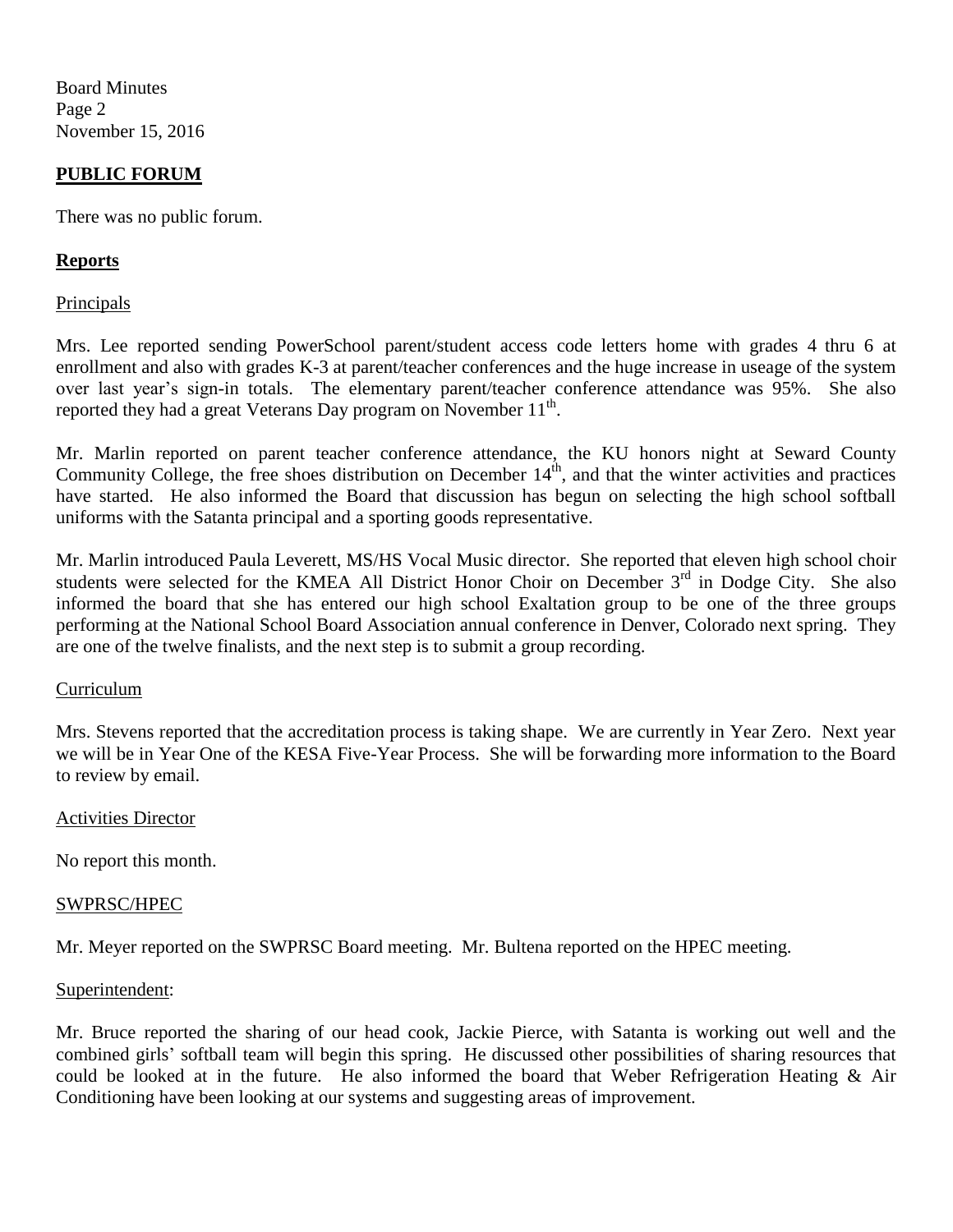## PUBLIC FORUM

There was no public forum.

## Reports

### Principals

Mrs. Lee reported sending PowerSchool parent/student access code letters home with grades 4 thru 6 at enrollment and also with grades K-3 at parent/teacher conferences and the huge increase in useage of the system over last year's sign-in totals. The elementary parent/teacher conference attendance was 95%. She also reported they had a great Veterans Day program on November 11th.

Mr. Marlin reported on parent teacher conference attendance, the KU honors night at Seward County Community College, the free shoes distribution on December 14th, and that the winter activities and practices have started. He also informed the Board that discussion has begun on selecting the high school softball uniforms with the Satanta principal and a sporting goods representative.

Mr. Marlin introduced Paula Leverett, MS/HS Vocal Music director. She reported that eleven high school choir students were selected for the KMEA All District Honor Choir on December 3rd in Dodge City. She also informed the board that she has entered our high school Exaltation group to be one of the three groups performing at the National School Board Association annual conference in Denver, Colorado next spring. They are one of the twelve finalists, and the next step is to submit a group recording.

### Curriculum

Mrs. Stevens reported that the accreditation process is taking shape. We are currently in Year Zero. Next year we will be in Year One of the KESA Five-Year Process. She will be forwarding more information to the Board to review by email.

### Activities Director

No report this month.

### SWPRSC/HPEC

Mr. Meyer reported on the SWPRSC Board meeting. Mr. Bultena reported on the HPEC meeting.

### Superintendent:

Mr. Bruce reported the sharing of our head cook, Jackie Pierce, with Satanta is working out well and the combined girls' softball team will begin this spring. He discussed other possibilities of sharing resources that could be looked at in the future. He also informed the board that Weber Refrigeration Heating & Air Conditioning have been looking at our systems and suggesting areas of improvement.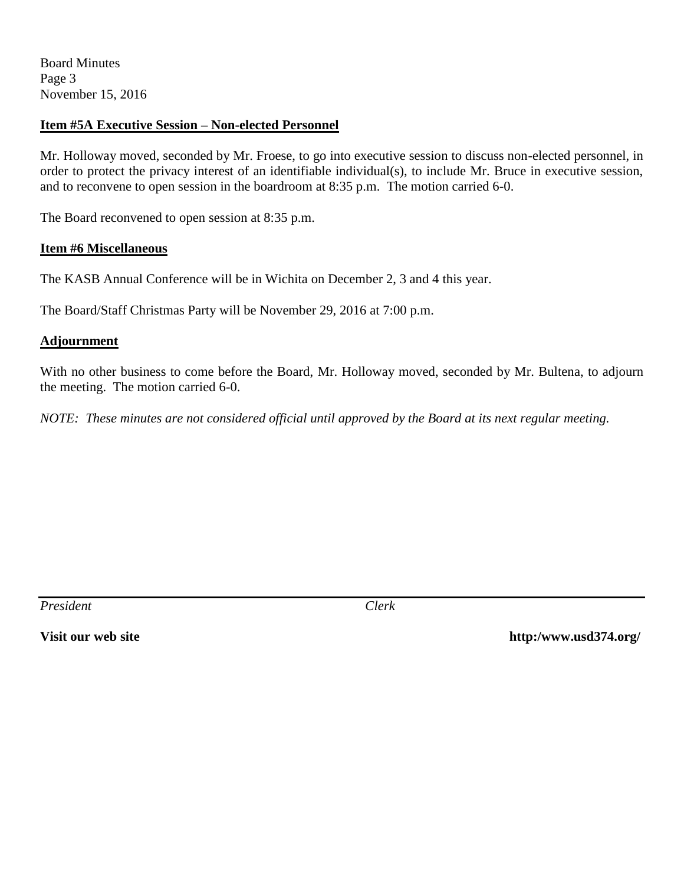**Item #5A Executive Session – Non-elected Personnel**

Mr. Holloway moved, seconded by Mr. Froese, to go into executive session to discuss non-elected personnel, in order to protect the privacy interest of an identifiable individual(s), to include Mr. Bruce in executive session, and to reconvene to open session in the boardroom at 8:35 p.m. The motion carried 6-0.

The Board reconvened to open session at 8:35 p.m.

**Item #6 Miscellaneous**

The KASB Annual Conference will be in Wichita on December 2, 3 and 4 this year.

The Board/Staff Christmas Party will be November 29, 2016 at 7:00 p.m.

**Adjournment**

With no other business to come before the Board, Mr. Holloway moved, seconded by Mr. Bultena, to adjourn the meeting. The motion carried 6-0.

*NOTE: These minutes are not considered official until approved by the Board at its next regular meeting.*

*President* *Clerk*

**Visit our web site** **http:/www.usd374.org/**